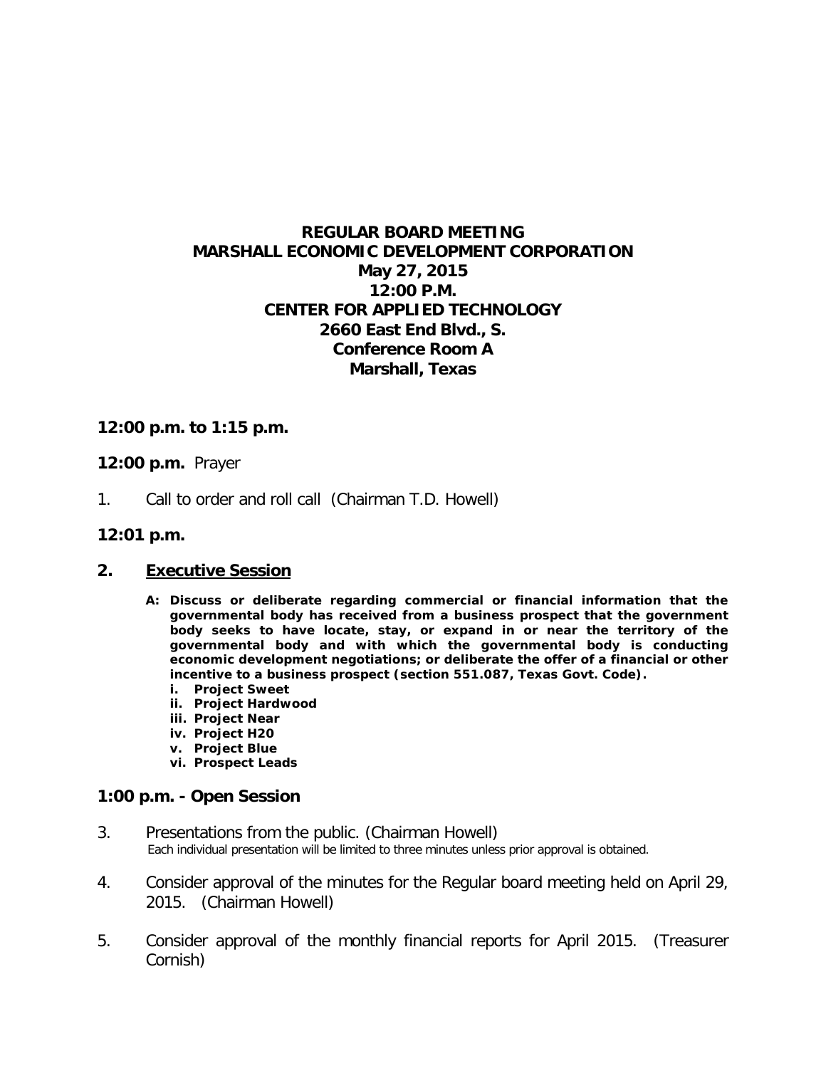# REGULAR BOARD MEETING
# MARSHALL ECONOMIC DEVELOPMENT CORPORATION
## May 27, 2015
## 12:00 P.M.
## CENTER FOR APPLIED TECHNOLOGY
## 2660 East End Blvd., S.
## Conference Room A
## Marshall, Texas

**12:00 p.m. to 1:15 p.m.**

**12:00 p.m.** Prayer

1. Call to order and roll call (Chairman T.D. Howell)

**12:01 p.m.**

**2. Executive Session**

**A: Discuss or deliberate regarding commercial or financial information that the governmental body has received from a business prospect that the government body seeks to have locate, stay, or expand in or near the territory of the governmental body and with which the governmental body is conducting economic development negotiations; or deliberate the offer of a financial or other incentive to a business prospect (section 551.087, Texas Govt. Code).**

- **i. Project Sweet**
- **ii. Project Hardwood**
- **iii. Project Near**
- **iv. Project H20**
- **v. Project Blue**
- **vi. Prospect Leads**

**1:00 p.m. - Open Session**

3. Presentations from the public. (Chairman Howell)
   Each individual presentation will be limited to three minutes unless prior approval is obtained.

4. Consider approval of the minutes for the Regular board meeting held on April 29, 2015. (Chairman Howell)

5. Consider approval of the monthly financial reports for April 2015. (Treasurer Cornish)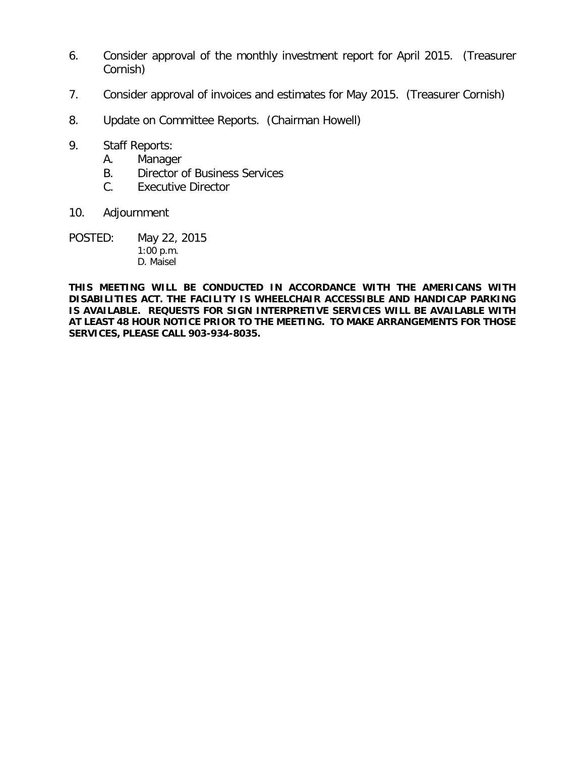6. Consider approval of the monthly investment report for April 2015. (Treasurer Cornish)

7. Consider approval of invoices and estimates for May 2015. (Treasurer Cornish)

8. Update on Committee Reports. (Chairman Howell)

9. Staff Reports:
   A. Manager
   B. Director of Business Services
   C. Executive Director

10. Adjournment

POSTED: May 22, 2015
1:00 p.m.
D. Maisel

**THIS MEETING WILL BE CONDUCTED IN ACCORDANCE WITH THE AMERICANS WITH DISABILITIES ACT. THE FACILITY IS WHEELCHAIR ACCESSIBLE AND HANDICAP PARKING IS AVAILABLE. REQUESTS FOR SIGN INTERPRETIVE SERVICES WILL BE AVAILABLE WITH AT LEAST 48 HOUR NOTICE PRIOR TO THE MEETING. TO MAKE ARRANGEMENTS FOR THOSE SERVICES, PLEASE CALL 903-934-8035.**